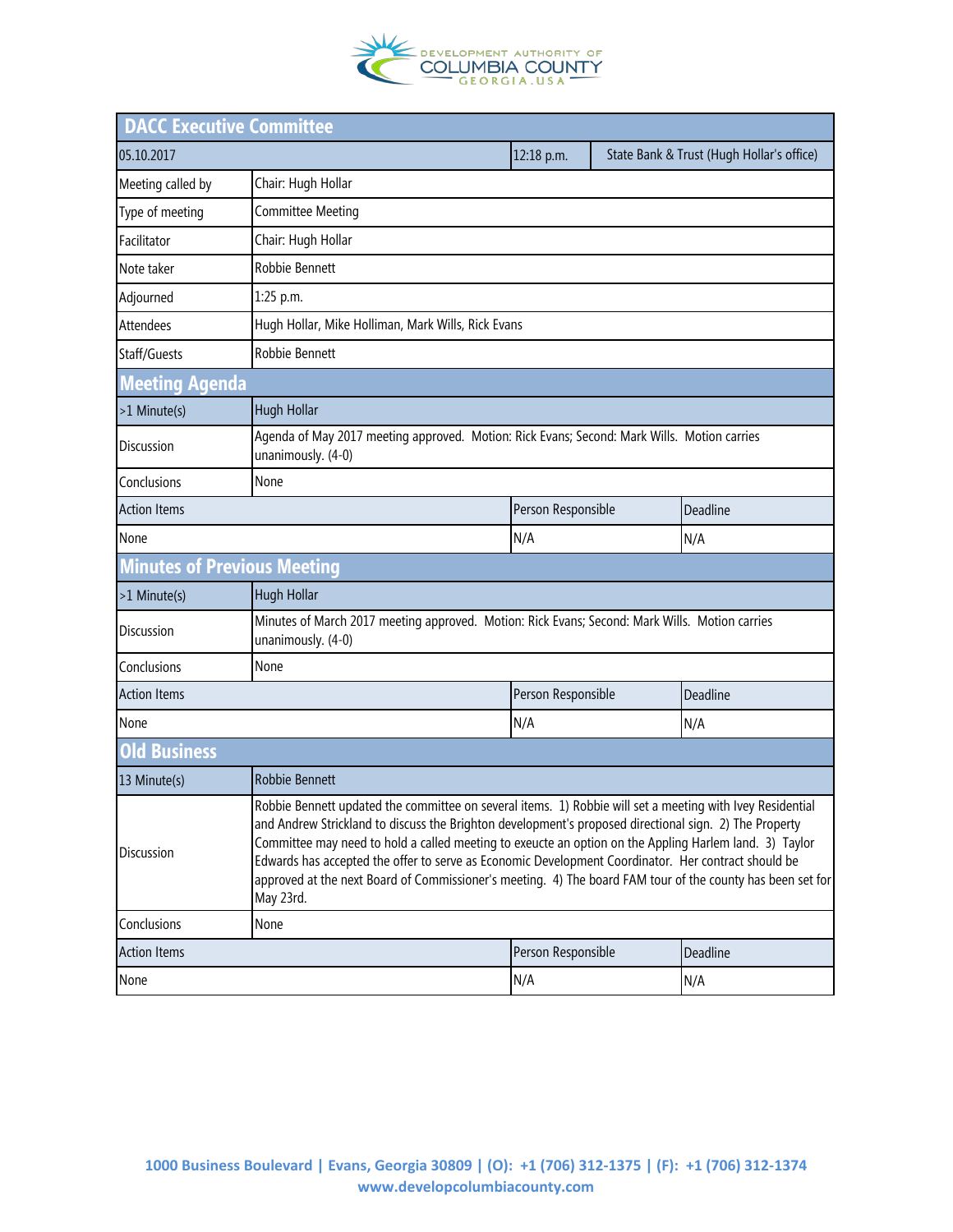DEVELOPMENT AUTHORITY OF COLUMBIA COUNTY GEORGIA.USA

## DACC Executive Committee

| 05.10.2017 | | 12:18 p.m. | State Bank & Trust (Hugh Hollar's office) |
|---|---|---|---|
| Meeting called by | Chair: Hugh Hollar | | |
| Type of meeting | Committee Meeting | | |
| Facilitator | Chair: Hugh Hollar | | |
| Note taker | Robbie Bennett | | |
| Adjourned | 1:25 p.m. | | |
| Attendees | Hugh Hollar, Mike Holliman, Mark Wills, Rick Evans | | |
| Staff/Guests | Robbie Bennett | | |

## Meeting Agenda

| >1 Minute(s) | Hugh Hollar | |
|---|---|---|
| Discussion | Agenda of May 2017 meeting approved. Motion: Rick Evans; Second: Mark Wills. Motion carries unanimously. (4-0) | |
| Conclusions | None | |
| **Action Items** | **Person Responsible** | **Deadline** |
| None | N/A | N/A |

## Minutes of Previous Meeting

| >1 Minute(s) | Hugh Hollar | |
|---|---|---|
| Discussion | Minutes of March 2017 meeting approved. Motion: Rick Evans; Second: Mark Wills. Motion carries unanimously. (4-0) | |
| Conclusions | None | |
| **Action Items** | **Person Responsible** | **Deadline** |
| None | N/A | N/A |

## Old Business

| 13 Minute(s) | Robbie Bennett | |
|---|---|---|
| Discussion | Robbie Bennett updated the committee on several items. 1) Robbie will set a meeting with Ivey Residential and Andrew Strickland to discuss the Brighton development's proposed directional sign. 2) The Property Committee may need to hold a called meeting to exeucte an option on the Appling Harlem land. 3) Taylor Edwards has accepted the offer to serve as Economic Development Coordinator. Her contract should be approved at the next Board of Commissioner's meeting. 4) The board FAM tour of the county has been set for May 23rd. | |
| Conclusions | None | |
| **Action Items** | **Person Responsible** | **Deadline** |
| None | N/A | N/A |

1000 Business Boulevard | Evans, Georgia 30809 | (O): +1 (706) 312-1375 | (F): +1 (706) 312-1374
www.developcolumbiacounty.com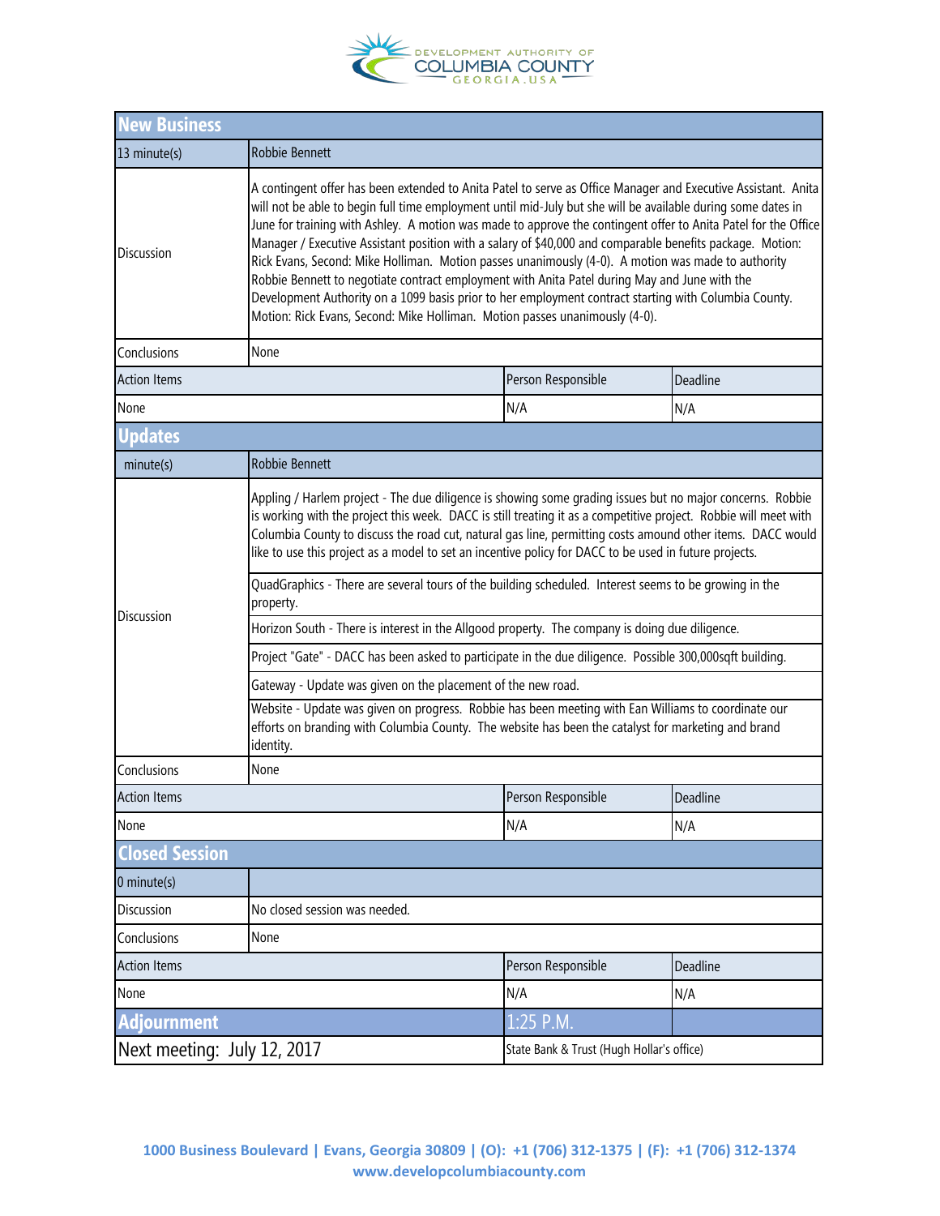## New Business

| | | | |
|---|---|---|---|
| 13 minute(s) | Robbie Bennett | | |
| Discussion | A contingent offer has been extended to Anita Patel to serve as Office Manager and Executive Assistant. Anita will not be able to begin full time employment until mid-July but she will be available during some dates in June for training with Ashley. A motion was made to approve the contingent offer to Anita Patel for the Office Manager / Executive Assistant position with a salary of $40,000 and comparable benefits package. Motion: Rick Evans, Second: Mike Holliman. Motion passes unanimously (4-0). A motion was made to authority Robbie Bennett to negotiate contract employment with Anita Patel during May and June with the Development Authority on a 1099 basis prior to her employment contract starting with Columbia County. Motion: Rick Evans, Second: Mike Holliman. Motion passes unanimously (4-0). | | |
| Conclusions | None | | |
| Action Items | | Person Responsible | Deadline |
| None | | N/A | N/A |

## Updates

| | | | |
|---|---|---|---|
| minute(s) | Robbie Bennett | | |
| Discussion | Appling / Harlem project - The due diligence is showing some grading issues but no major concerns. Robbie is working with the project this week. DACC is still treating it as a competitive project. Robbie will meet with Columbia County to discuss the road cut, natural gas line, permitting costs amound other items. DACC would like to use this project as a model to set an incentive policy for DACC to be used in future projects. | | |
| | QuadGraphics - There are several tours of the building scheduled. Interest seems to be growing in the property. | | |
| | Horizon South - There is interest in the Allgood property. The company is doing due diligence. | | |
| | Project "Gate" - DACC has been asked to participate in the due diligence. Possible 300,000sqft building. | | |
| | Gateway - Update was given on the placement of the new road. | | |
| | Website - Update was given on progress. Robbie has been meeting with Ean Williams to coordinate our efforts on branding with Columbia County. The website has been the catalyst for marketing and brand identity. | | |
| Conclusions | None | | |
| Action Items | | Person Responsible | Deadline |
| None | | N/A | N/A |

## Closed Session

| | | | |
|---|---|---|---|
| 0 minute(s) | | | |
| Discussion | No closed session was needed. | | |
| Conclusions | None | | |
| Action Items | | Person Responsible | Deadline |
| None | | N/A | N/A |

## Adjournment

| | | |
|---|---|---|
| Adjournment | 1:25 P.M. | |
| Next meeting: July 12, 2017 | State Bank & Trust (Hugh Hollar's office) | |

1000 Business Boulevard | Evans, Georgia 30809 | (O): +1 (706) 312-1375 | (F): +1 (706) 312-1374
www.developcolumbiacounty.com